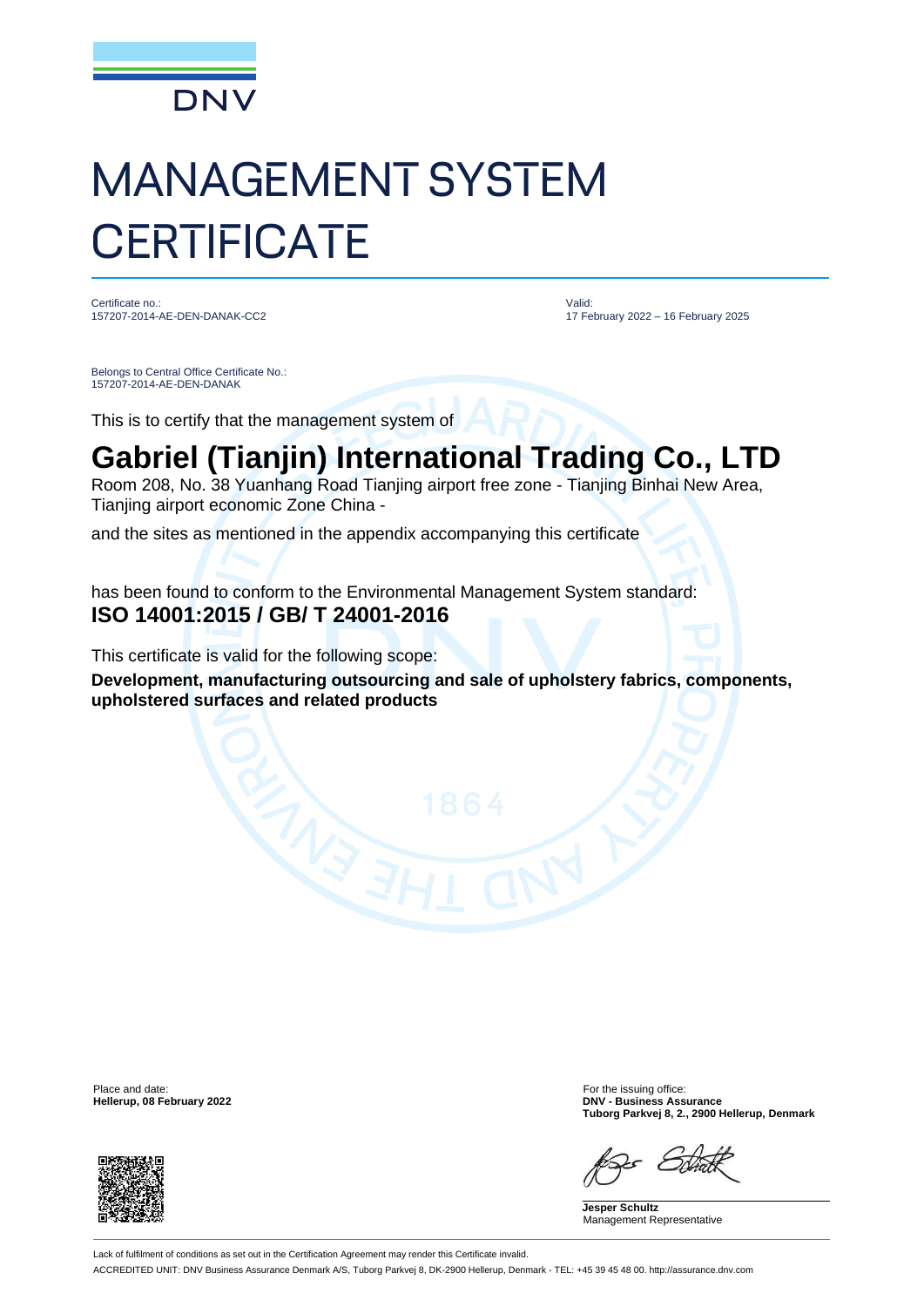DNV

# MANAGEMENT SYSTEM CERTIFICATE

Certificate no.:
157207-2014-AE-DEN-DANAK-CC2

Valid:
17 February 2022 – 16 February 2025

Belongs to Central Office Certificate No.:
157207-2014-AE-DEN-DANAK

This is to certify that the management system of

## Gabriel (Tianjin) International Trading Co., LTD

Room 208, No. 38 Yuanhang Road Tianjing airport free zone - Tianjing Binhai New Area, Tianjing airport economic Zone China -

and the sites as mentioned in the appendix accompanying this certificate

has been found to conform to the Environmental Management System standard:
**ISO 14001:2015 / GB/ T 24001-2016**

This certificate is valid for the following scope:

**Development, manufacturing outsourcing and sale of upholstery fabrics, components, upholstered surfaces and related products**

Place and date:
**Hellerup, 08 February 2022**

For the issuing office:
**DNV - Business Assurance**
**Tuborg Parkvej 8, 2., 2900 Hellerup, Denmark**

**Jesper Schultz**
Management Representative

Lack of fulfilment of conditions as set out in the Certification Agreement may render this Certificate invalid.

ACCREDITED UNIT: DNV Business Assurance Denmark A/S, Tuborg Parkvej 8, DK-2900 Hellerup, Denmark - TEL: +45 39 45 48 00. http://assurance.dnv.com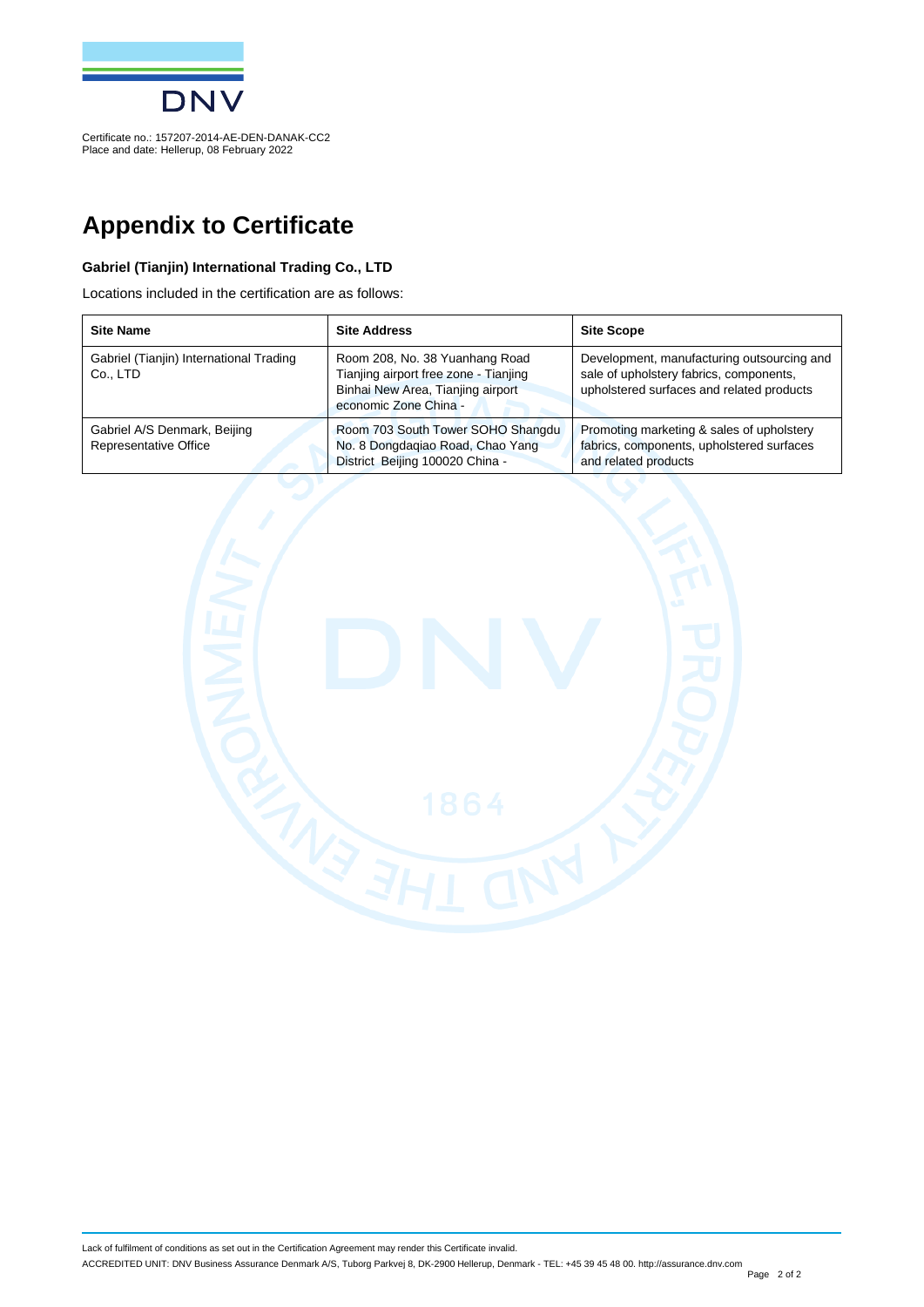Certificate no.: 157207-2014-AE-DEN-DANAK-CC2
Place and date: Hellerup, 08 February 2022

# Appendix to Certificate

**Gabriel (Tianjin) International Trading Co., LTD**

Locations included in the certification are as follows:

| Site Name | Site Address | Site Scope |
|---|---|---|
| Gabriel (Tianjin) International Trading Co., LTD | Room 208, No. 38 Yuanhang Road Tianjing airport free zone - Tianjing Binhai New Area, Tianjing airport economic Zone China - | Development, manufacturing outsourcing and sale of upholstery fabrics, components, upholstered surfaces and related products |
| Gabriel A/S Denmark, Beijing Representative Office | Room 703 South Tower SOHO Shangdu No. 8 Dongdaqiao Road, Chao Yang District Beijing 100020 China - | Promoting marketing & sales of upholstery fabrics, components, upholstered surfaces and related products |

Lack of fulfilment of conditions as set out in the Certification Agreement may render this Certificate invalid.

ACCREDITED UNIT: DNV Business Assurance Denmark A/S, Tuborg Parkvej 8, DK-2900 Hellerup, Denmark - TEL: +45 39 45 48 00. http://assurance.dnv.com